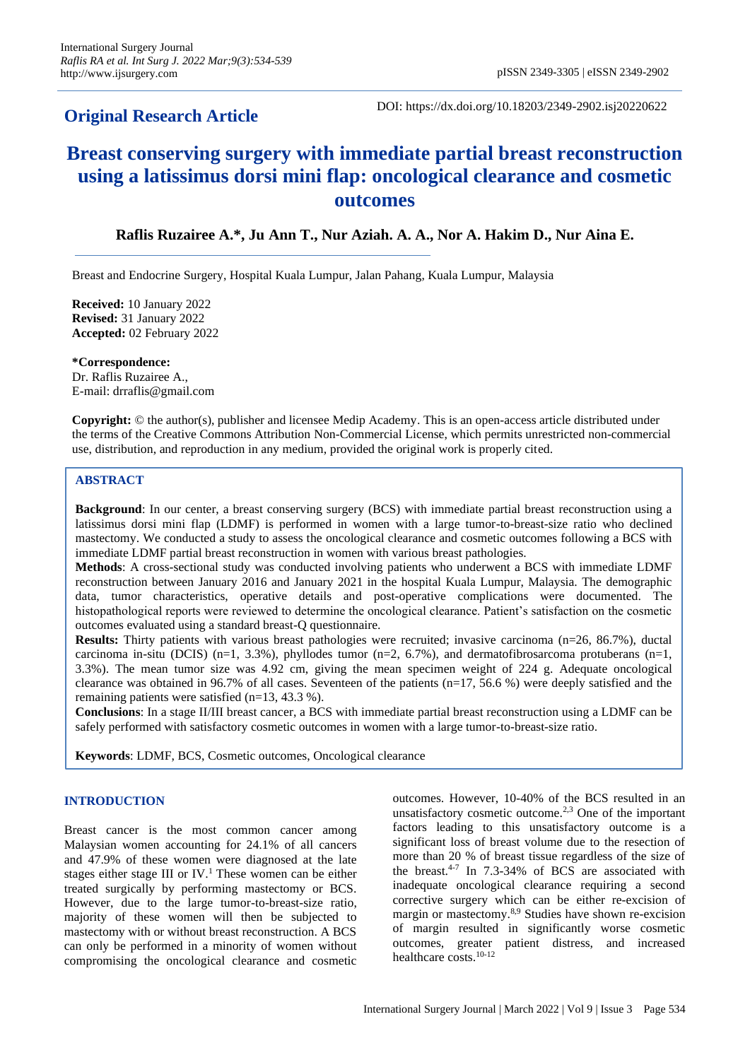## Original Research Article

DOI: https://dx.doi.org/10.18203/2349-2902.isj20220622

# Breast conserving surgery with immediate partial breast reconstruction using a latissimus dorsi mini flap: oncological clearance and cosmetic outcomes

**Raflis Ruzairee A.*, Ju Ann T., Nur Aziah. A. A., Nor A. Hakim D., Nur Aina E.**

Breast and Endocrine Surgery, Hospital Kuala Lumpur, Jalan Pahang, Kuala Lumpur, Malaysia

**Received:** 10 January 2022
**Revised:** 31 January 2022
**Accepted:** 02 February 2022

***Correspondence:**
Dr. Raflis Ruzairee A.,
E-mail: drraflis@gmail.com

**Copyright:** © the author(s), publisher and licensee Medip Academy. This is an open-access article distributed under the terms of the Creative Commons Attribution Non-Commercial License, which permits unrestricted non-commercial use, distribution, and reproduction in any medium, provided the original work is properly cited.

## ABSTRACT

**Background**: In our center, a breast conserving surgery (BCS) with immediate partial breast reconstruction using a latissimus dorsi mini flap (LDMF) is performed in women with a large tumor-to-breast-size ratio who declined mastectomy. We conducted a study to assess the oncological clearance and cosmetic outcomes following a BCS with immediate LDMF partial breast reconstruction in women with various breast pathologies.

**Methods**: A cross-sectional study was conducted involving patients who underwent a BCS with immediate LDMF reconstruction between January 2016 and January 2021 in the hospital Kuala Lumpur, Malaysia. The demographic data, tumor characteristics, operative details and post-operative complications were documented. The histopathological reports were reviewed to determine the oncological clearance. Patient's satisfaction on the cosmetic outcomes evaluated using a standard breast-Q questionnaire.

**Results**: Thirty patients with various breast pathologies were recruited; invasive carcinoma (n=26, 86.7%), ductal carcinoma in-situ (DCIS) (n=1, 3.3%), phyllodes tumor (n=2, 6.7%), and dermatofibrosarcoma protuberans (n=1, 3.3%). The mean tumor size was 4.92 cm, giving the mean specimen weight of 224 g. Adequate oncological clearance was obtained in 96.7% of all cases. Seventeen of the patients (n=17, 56.6 %) were deeply satisfied and the remaining patients were satisfied (n=13, 43.3 %).

**Conclusions**: In a stage II/III breast cancer, a BCS with immediate partial breast reconstruction using a LDMF can be safely performed with satisfactory cosmetic outcomes in women with a large tumor-to-breast-size ratio.

**Keywords**: LDMF, BCS, Cosmetic outcomes, Oncological clearance

## INTRODUCTION

Breast cancer is the most common cancer among Malaysian women accounting for 24.1% of all cancers and 47.9% of these women were diagnosed at the late stages either stage III or IV.[1] These women can be either treated surgically by performing mastectomy or BCS. However, due to the large tumor-to-breast-size ratio, majority of these women will then be subjected to mastectomy with or without breast reconstruction. A BCS can only be performed in a minority of women without compromising the oncological clearance and cosmetic outcomes. However, 10-40% of the BCS resulted in an unsatisfactory cosmetic outcome.[2,3] One of the important factors leading to this unsatisfactory outcome is a significant loss of breast volume due to the resection of more than 20 % of breast tissue regardless of the size of the breast.[4-7] In 7.3-34% of BCS are associated with inadequate oncological clearance requiring a second corrective surgery which can be either re-excision of margin or mastectomy.[8,9] Studies have shown re-excision of margin resulted in significantly worse cosmetic outcomes, greater patient distress, and increased healthcare costs.[10-12]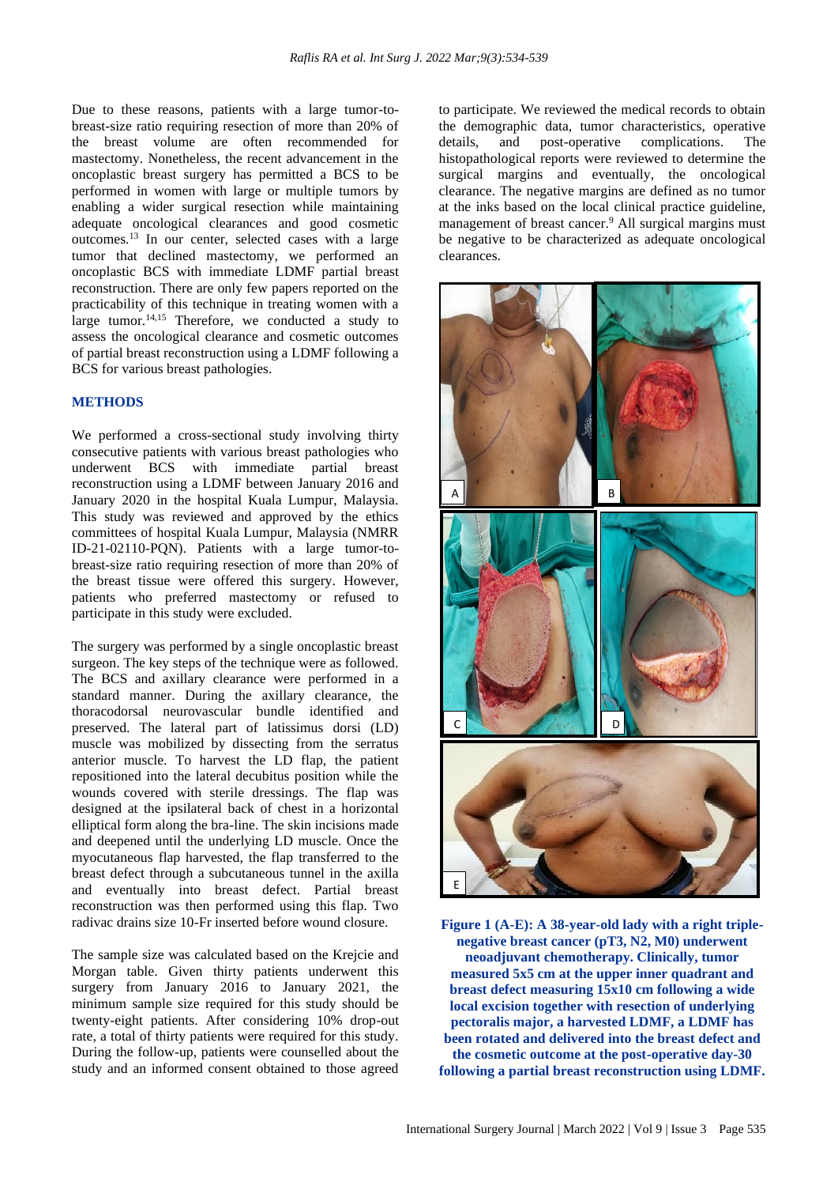Due to these reasons, patients with a large tumor-to-breast-size ratio requiring resection of more than 20% of the breast volume are often recommended for mastectomy. Nonetheless, the recent advancement in the oncoplastic breast surgery has permitted a BCS to be performed in women with large or multiple tumors by enabling a wider surgical resection while maintaining adequate oncological clearances and good cosmetic outcomes.[13] In our center, selected cases with a large tumor that declined mastectomy, we performed an oncoplastic BCS with immediate LDMF partial breast reconstruction. There are only few papers reported on the practicability of this technique in treating women with a large tumor.[14,15] Therefore, we conducted a study to assess the oncological clearance and cosmetic outcomes of partial breast reconstruction using a LDMF following a BCS for various breast pathologies.

## METHODS

We performed a cross-sectional study involving thirty consecutive patients with various breast pathologies who underwent BCS with immediate partial breast reconstruction using a LDMF between January 2016 and January 2020 in the hospital Kuala Lumpur, Malaysia. This study was reviewed and approved by the ethics committees of hospital Kuala Lumpur, Malaysia (NMRR ID-21-02110-PQN). Patients with a large tumor-to-breast-size ratio requiring resection of more than 20% of the breast tissue were offered this surgery. However, patients who preferred mastectomy or refused to participate in this study were excluded.

The surgery was performed by a single oncoplastic breast surgeon. The key steps of the technique were as followed. The BCS and axillary clearance were performed in a standard manner. During the axillary clearance, the thoracodorsal neurovascular bundle identified and preserved. The lateral part of latissimus dorsi (LD) muscle was mobilized by dissecting from the serratus anterior muscle. To harvest the LD flap, the patient repositioned into the lateral decubitus position while the wounds covered with sterile dressings. The flap was designed at the ipsilateral back of chest in a horizontal elliptical form along the bra-line. The skin incisions made and deepened until the underlying LD muscle. Once the myocutaneous flap harvested, the flap transferred to the breast defect through a subcutaneous tunnel in the axilla and eventually into breast defect. Partial breast reconstruction was then performed using this flap. Two radivac drains size 10-Fr inserted before wound closure.

The sample size was calculated based on the Krejcie and Morgan table. Given thirty patients underwent this surgery from January 2016 to January 2021, the minimum sample size required for this study should be twenty-eight patients. After considering 10% drop-out rate, a total of thirty patients were required for this study. During the follow-up, patients were counselled about the study and an informed consent obtained to those agreed to participate. We reviewed the medical records to obtain the demographic data, tumor characteristics, operative details, and post-operative complications. The histopathological reports were reviewed to determine the surgical margins and eventually, the oncological clearance. The negative margins are defined as no tumor at the inks based on the local clinical practice guideline, management of breast cancer.[9] All surgical margins must be negative to be characterized as adequate oncological clearances.

**Figure 1 (A-E): A 38-year-old lady with a right triple-negative breast cancer (pT3, N2, M0) underwent neoadjuvant chemotherapy. Clinically, tumor measured 5x5 cm at the upper inner quadrant and breast defect measuring 15x10 cm following a wide local excision together with resection of underlying pectoralis major, a harvested LDMF, a LDMF has been rotated and delivered into the breast defect and the cosmetic outcome at the post-operative day-30 following a partial breast reconstruction using LDMF.**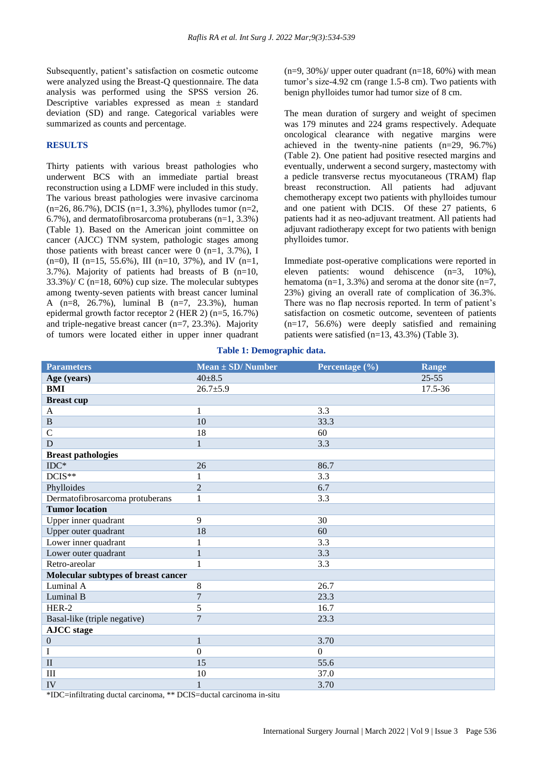Subsequently, patient's satisfaction on cosmetic outcome were analyzed using the Breast-Q questionnaire. The data analysis was performed using the SPSS version 26. Descriptive variables expressed as mean ± standard deviation (SD) and range. Categorical variables were summarized as counts and percentage.

## RESULTS

Thirty patients with various breast pathologies who underwent BCS with an immediate partial breast reconstruction using a LDMF were included in this study. The various breast pathologies were invasive carcinoma (n=26, 86.7%), DCIS (n=1, 3.3%), phyllodes tumor (n=2, 6.7%), and dermatofibrosarcoma protuberans (n=1, 3.3%) (Table 1). Based on the American joint committee on cancer (AJCC) TNM system, pathologic stages among those patients with breast cancer were 0 (n=1, 3.7%), I (n=0), II (n=15, 55.6%), III (n=10, 37%), and IV (n=1, 3.7%). Majority of patients had breasts of B (n=10, 33.3%)/ C (n=18, 60%) cup size. The molecular subtypes among twenty-seven patients with breast cancer luminal A (n=8, 26.7%), luminal B (n=7, 23.3%), human epidermal growth factor receptor 2 (HER 2) (n=5, 16.7%) and triple-negative breast cancer (n=7, 23.3%). Majority of tumors were located either in upper inner quadrant (n=9, 30%)/ upper outer quadrant (n=18, 60%) with mean tumor's size-4.92 cm (range 1.5-8 cm). Two patients with benign phylloides tumor had tumor size of 8 cm.

The mean duration of surgery and weight of specimen was 179 minutes and 224 grams respectively. Adequate oncological clearance with negative margins were achieved in the twenty-nine patients (n=29, 96.7%) (Table 2). One patient had positive resected margins and eventually, underwent a second surgery, mastectomy with a pedicle transverse rectus myocutaneous (TRAM) flap breast reconstruction. All patients had adjuvant chemotherapy except two patients with phylloides tumour and one patient with DCIS. Of these 27 patients, 6 patients had it as neo-adjuvant treatment. All patients had adjuvant radiotherapy except for two patients with benign phylloides tumor.

Immediate post-operative complications were reported in eleven patients: wound dehiscence (n=3, 10%), hematoma (n=1, 3.3%) and seroma at the donor site (n=7, 23%) giving an overall rate of complication of 36.3%. There was no flap necrosis reported. In term of patient's satisfaction on cosmetic outcome, seventeen of patients (n=17, 56.6%) were deeply satisfied and remaining patients were satisfied (n=13, 43.3%) (Table 3).

**Table 1: Demographic data.**

| Parameters | Mean ± SD/ Number | Percentage (%) | Range |
|---|---|---|---|
| **Age (years)** | 40±8.5 | | 25-55 |
| **BMI** | 26.7±5.9 | | 17.5-36 |
| **Breast cup** | | | |
| A | 1 | 3.3 | |
| B | 10 | 33.3 | |
| C | 18 | 60 | |
| D | 1 | 3.3 | |
| **Breast pathologies** | | | |
| IDC* | 26 | 86.7 | |
| DCIS** | 1 | 3.3 | |
| Phylloides | 2 | 6.7 | |
| Dermatofibrosarcoma protuberans | 1 | 3.3 | |
| **Tumor location** | | | |
| Upper inner quadrant | 9 | 30 | |
| Upper outer quadrant | 18 | 60 | |
| Lower inner quadrant | 1 | 3.3 | |
| Lower outer quadrant | 1 | 3.3 | |
| Retro-areolar | 1 | 3.3 | |
| **Molecular subtypes of breast cancer** | | | |
| Luminal A | 8 | 26.7 | |
| Luminal B | 7 | 23.3 | |
| HER-2 | 5 | 16.7 | |
| Basal-like (triple negative) | 7 | 23.3 | |
| **AJCC stage** | | | |
| 0 | 1 | 3.70 | |
| I | 0 | 0 | |
| II | 15 | 55.6 | |
| III | 10 | 37.0 | |
| IV | 1 | 3.70 | |

*IDC=infiltrating ductal carcinoma, ** DCIS=ductal carcinoma in-situ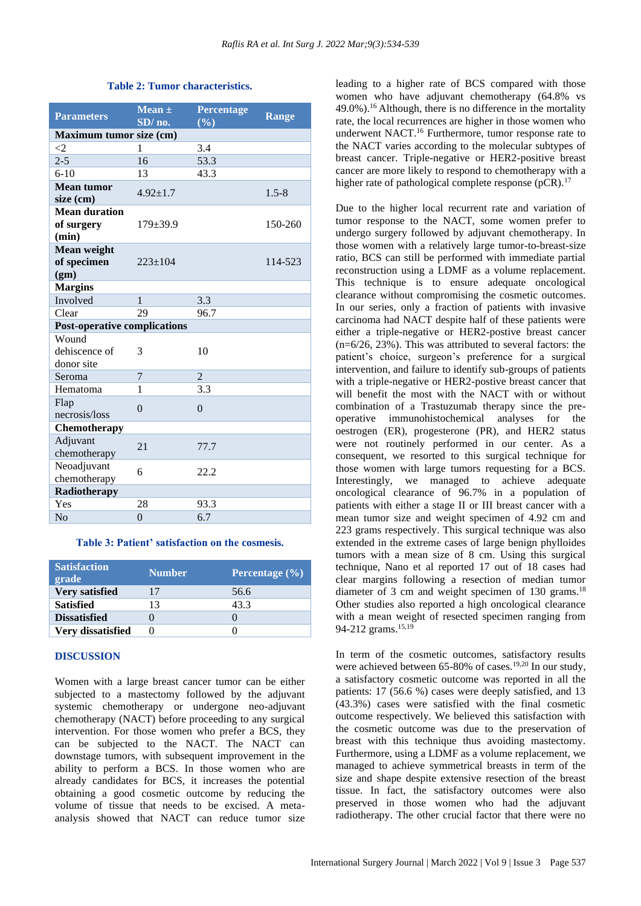**Table 2: Tumor characteristics.**

| Parameters | Mean ± SD/ no. | Percentage (%) | Range |
|---|---|---|---|
| **Maximum tumor size (cm)** | | | |
| <2 | 1 | 3.4 | |
| 2-5 | 16 | 53.3 | |
| 6-10 | 13 | 43.3 | |
| **Mean tumor size (cm)** | 4.92±1.7 | | 1.5-8 |
| **Mean duration of surgery (min)** | 179±39.9 | | 150-260 |
| **Mean weight of specimen (gm)** | 223±104 | | 114-523 |
| **Margins** | | | |
| Involved | 1 | 3.3 | |
| Clear | 29 | 96.7 | |
| **Post-operative complications** | | | |
| Wound dehiscence of donor site | 3 | 10 | |
| Seroma | 7 | 2 | |
| Hematoma | 1 | 3.3 | |
| Flap necrosis/loss | 0 | 0 | |
| **Chemotherapy** | | | |
| Adjuvant chemotherapy | 21 | 77.7 | |
| Neoadjuvant chemotherapy | 6 | 22.2 | |
| **Radiotherapy** | | | |
| Yes | 28 | 93.3 | |
| No | 0 | 6.7 | |

**Table 3: Patient' satisfaction on the cosmesis.**

| Satisfaction grade | Number | Percentage (%) |
|---|---|---|
| **Very satisfied** | 17 | 56.6 |
| **Satisfied** | 13 | 43.3 |
| **Dissatisfied** | 0 | 0 |
| **Very dissatisfied** | 0 | 0 |

## DISCUSSION

Women with a large breast cancer tumor can be either subjected to a mastectomy followed by the adjuvant systemic chemotherapy or undergone neo-adjuvant chemotherapy (NACT) before proceeding to any surgical intervention. For those women who prefer a BCS, they can be subjected to the NACT. The NACT can downstage tumors, with subsequent improvement in the ability to perform a BCS. In those women who are already candidates for BCS, it increases the potential obtaining a good cosmetic outcome by reducing the volume of tissue that needs to be excised. A meta-analysis showed that NACT can reduce tumor size leading to a higher rate of BCS compared with those women who have adjuvant chemotherapy (64.8% vs 49.0%).[16] Although, there is no difference in the mortality rate, the local recurrences are higher in those women who underwent NACT.[16] Furthermore, tumor response rate to the NACT varies according to the molecular subtypes of breast cancer. Triple-negative or HER2-positive breast cancer are more likely to respond to chemotherapy with a higher rate of pathological complete response (pCR).[17]

Due to the higher local recurrent rate and variation of tumor response to the NACT, some women prefer to undergo surgery followed by adjuvant chemotherapy. In those women with a relatively large tumor-to-breast-size ratio, BCS can still be performed with immediate partial reconstruction using a LDMF as a volume replacement. This technique is to ensure adequate oncological clearance without compromising the cosmetic outcomes. In our series, only a fraction of patients with invasive carcinoma had NACT despite half of these patients were either a triple-negative or HER2-postive breast cancer (n=6/26, 23%). This was attributed to several factors: the patient's choice, surgeon's preference for a surgical intervention, and failure to identify sub-groups of patients with a triple-negative or HER2-postive breast cancer that will benefit the most with the NACT with or without combination of a Trastuzumab therapy since the pre-operative immunohistochemical analyses for the oestrogen (ER), progesterone (PR), and HER2 status were not routinely performed in our center. As a consequent, we resorted to this surgical technique for those women with large tumors requesting for a BCS. Interestingly, we managed to achieve adequate oncological clearance of 96.7% in a population of patients with either a stage II or III breast cancer with a mean tumor size and weight specimen of 4.92 cm and 223 grams respectively. This surgical technique was also extended in the extreme cases of large benign phylloides tumors with a mean size of 8 cm. Using this surgical technique, Nano et al reported 17 out of 18 cases had clear margins following a resection of median tumor diameter of 3 cm and weight specimen of 130 grams.[18] Other studies also reported a high oncological clearance with a mean weight of resected specimen ranging from 94-212 grams.[15,19]

In term of the cosmetic outcomes, satisfactory results were achieved between 65-80% of cases.[19,20] In our study, a satisfactory cosmetic outcome was reported in all the patients: 17 (56.6 %) cases were deeply satisfied, and 13 (43.3%) cases were satisfied with the final cosmetic outcome respectively. We believed this satisfaction with the cosmetic outcome was due to the preservation of breast with this technique thus avoiding mastectomy. Furthermore, using a LDMF as a volume replacement, we managed to achieve symmetrical breasts in term of the size and shape despite extensive resection of the breast tissue. In fact, the satisfactory outcomes were also preserved in those women who had the adjuvant radiotherapy. The other crucial factor that there were no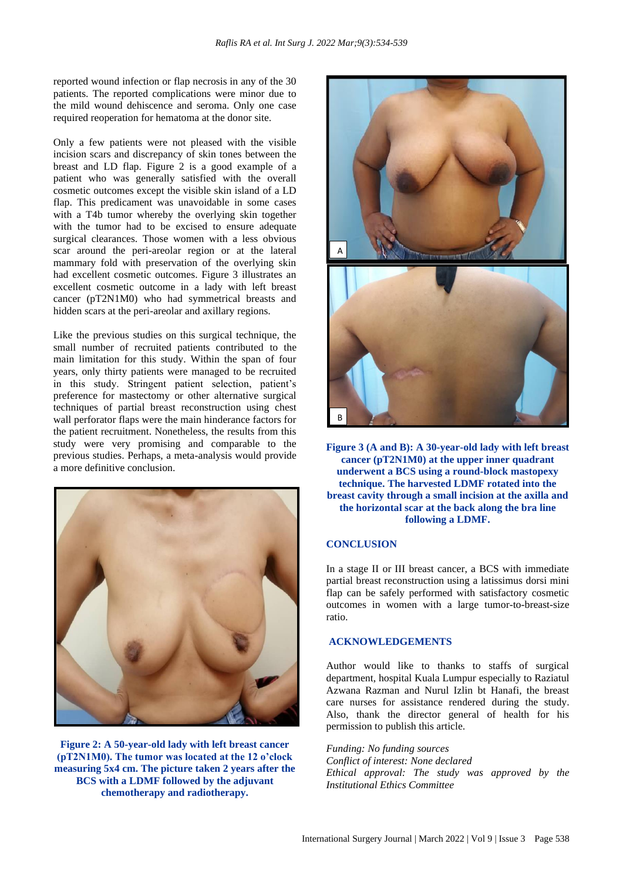reported wound infection or flap necrosis in any of the 30 patients. The reported complications were minor due to the mild wound dehiscence and seroma. Only one case required reoperation for hematoma at the donor site.

Only a few patients were not pleased with the visible incision scars and discrepancy of skin tones between the breast and LD flap. Figure 2 is a good example of a patient who was generally satisfied with the overall cosmetic outcomes except the visible skin island of a LD flap. This predicament was unavoidable in some cases with a T4b tumor whereby the overlying skin together with the tumor had to be excised to ensure adequate surgical clearances. Those women with a less obvious scar around the peri-areolar region or at the lateral mammary fold with preservation of the overlying skin had excellent cosmetic outcomes. Figure 3 illustrates an excellent cosmetic outcome in a lady with left breast cancer (pT2N1M0) who had symmetrical breasts and hidden scars at the peri-areolar and axillary regions.

Like the previous studies on this surgical technique, the small number of recruited patients contributed to the main limitation for this study. Within the span of four years, only thirty patients were managed to be recruited in this study. Stringent patient selection, patient's preference for mastectomy or other alternative surgical techniques of partial breast reconstruction using chest wall perforator flaps were the main hinderance factors for the patient recruitment. Nonetheless, the results from this study were very promising and comparable to the previous studies. Perhaps, a meta-analysis would provide a more definitive conclusion.

**Figure 2: A 50-year-old lady with left breast cancer (pT2N1M0). The tumor was located at the 12 o'clock measuring 5x4 cm. The picture taken 2 years after the BCS with a LDMF followed by the adjuvant chemotherapy and radiotherapy.**

**Figure 3 (A and B): A 30-year-old lady with left breast cancer (pT2N1M0) at the upper inner quadrant underwent a BCS using a round-block mastopexy technique. The harvested LDMF rotated into the breast cavity through a small incision at the axilla and the horizontal scar at the back along the bra line following a LDMF.**

## CONCLUSION

In a stage II or III breast cancer, a BCS with immediate partial breast reconstruction using a latissimus dorsi mini flap can be safely performed with satisfactory cosmetic outcomes in women with a large tumor-to-breast-size ratio.

## ACKNOWLEDGEMENTS

Author would like to thanks to staffs of surgical department, hospital Kuala Lumpur especially to Raziatul Azwana Razman and Nurul Izlin bt Hanafi, the breast care nurses for assistance rendered during the study. Also, thank the director general of health for his permission to publish this article.

*Funding: No funding sources*
*Conflict of interest: None declared*
*Ethical approval: The study was approved by the Institutional Ethics Committee*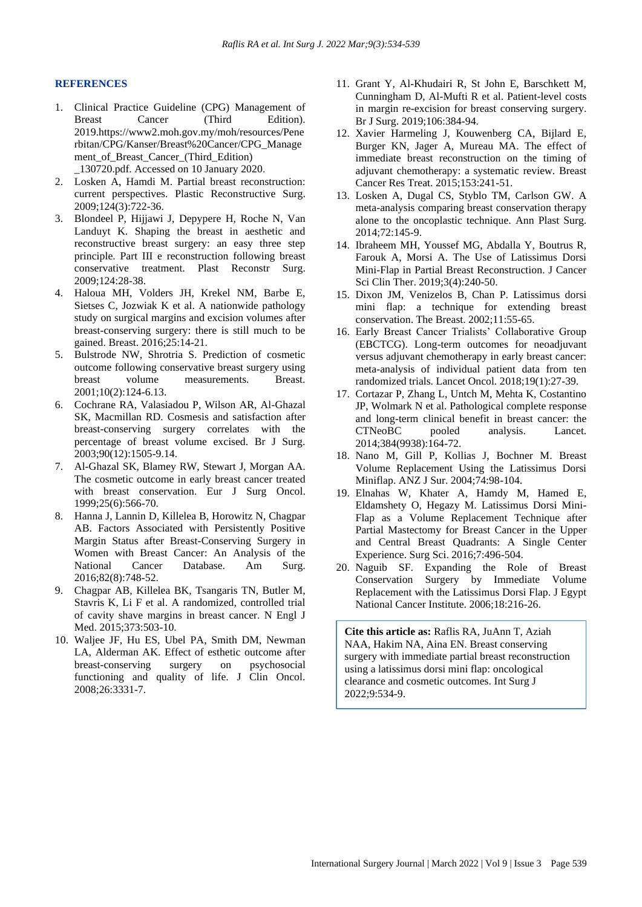## REFERENCES

1. Clinical Practice Guideline (CPG) Management of Breast Cancer (Third Edition). 2019.https://www2.moh.gov.my/moh/resources/Penerbitan/CPG/Kanser/Breast%20Cancer/CPG_Management_of_Breast_Cancer_(Third_Edition)_130720.pdf. Accessed on 10 January 2020.
2. Losken A, Hamdi M. Partial breast reconstruction: current perspectives. Plastic Reconstructive Surg. 2009;124(3):722-36.
3. Blondeel P, Hijjawi J, Depypere H, Roche N, Van Landuyt K. Shaping the breast in aesthetic and reconstructive breast surgery: an easy three step principle. Part III e reconstruction following breast conservative treatment. Plast Reconstr Surg. 2009;124:28-38.
4. Haloua MH, Volders JH, Krekel NM, Barbe E, Sietses C, Jozwiak K et al. A nationwide pathology study on surgical margins and excision volumes after breast-conserving surgery: there is still much to be gained. Breast. 2016;25:14-21.
5. Bulstrode NW, Shrotria S. Prediction of cosmetic outcome following conservative breast surgery using breast volume measurements. Breast. 2001;10(2):124-6.13.
6. Cochrane RA, Valasiadou P, Wilson AR, Al-Ghazal SK, Macmillan RD. Cosmesis and satisfaction after breast-conserving surgery correlates with the percentage of breast volume excised. Br J Surg. 2003;90(12):1505-9.14.
7. Al-Ghazal SK, Blamey RW, Stewart J, Morgan AA. The cosmetic outcome in early breast cancer treated with breast conservation. Eur J Surg Oncol. 1999;25(6):566-70.
8. Hanna J, Lannin D, Killelea B, Horowitz N, Chagpar AB. Factors Associated with Persistently Positive Margin Status after Breast-Conserving Surgery in Women with Breast Cancer: An Analysis of the National Cancer Database. Am Surg. 2016;82(8):748-52.
9. Chagpar AB, Killelea BK, Tsangaris TN, Butler M, Stavris K, Li F et al. A randomized, controlled trial of cavity shave margins in breast cancer. N Engl J Med. 2015;373:503-10.
10. Waljee JF, Hu ES, Ubel PA, Smith DM, Newman LA, Alderman AK. Effect of esthetic outcome after breast-conserving surgery on psychosocial functioning and quality of life. J Clin Oncol. 2008;26:3331-7.
11. Grant Y, Al-Khudairi R, St John E, Barschkett M, Cunningham D, Al-Mufti R et al. Patient-level costs in margin re-excision for breast conserving surgery. Br J Surg. 2019;106:384-94.
12. Xavier Harmeling J, Kouwenberg CA, Bijlard E, Burger KN, Jager A, Mureau MA. The effect of immediate breast reconstruction on the timing of adjuvant chemotherapy: a systematic review. Breast Cancer Res Treat. 2015;153:241-51.
13. Losken A, Dugal CS, Styblo TM, Carlson GW. A meta-analysis comparing breast conservation therapy alone to the oncoplastic technique. Ann Plast Surg. 2014;72:145-9.
14. Ibraheem MH, Youssef MG, Abdalla Y, Boutrus R, Farouk A, Morsi A. The Use of Latissimus Dorsi Mini-Flap in Partial Breast Reconstruction. J Cancer Sci Clin Ther. 2019;3(4):240-50.
15. Dixon JM, Venizelos B, Chan P. Latissimus dorsi mini flap: a technique for extending breast conservation. The Breast. 2002;11:55-65.
16. Early Breast Cancer Trialists' Collaborative Group (EBCTCG). Long-term outcomes for neoadjuvant versus adjuvant chemotherapy in early breast cancer: meta-analysis of individual patient data from ten randomized trials. Lancet Oncol. 2018;19(1):27-39.
17. Cortazar P, Zhang L, Untch M, Mehta K, Costantino JP, Wolmark N et al. Pathological complete response and long-term clinical benefit in breast cancer: the CTNeoBC pooled analysis. Lancet. 2014;384(9938):164-72.
18. Nano M, Gill P, Kollias J, Bochner M. Breast Volume Replacement Using the Latissimus Dorsi Miniflap. ANZ J Sur. 2004;74:98-104.
19. Elnahas W, Khater A, Hamdy M, Hamed E, Eldamshety O, Hegazy M. Latissimus Dorsi Mini-Flap as a Volume Replacement Technique after Partial Mastectomy for Breast Cancer in the Upper and Central Breast Quadrants: A Single Center Experience. Surg Sci. 2016;7:496-504.
20. Naguib SF. Expanding the Role of Breast Conservation Surgery by Immediate Volume Replacement with the Latissimus Dorsi Flap. J Egypt National Cancer Institute. 2006;18:216-26.

**Cite this article as:** Raflis RA, JuAnn T, Aziah NAA, Hakim NA, Aina EN. Breast conserving surgery with immediate partial breast reconstruction using a latissimus dorsi mini flap: oncological clearance and cosmetic outcomes. Int Surg J 2022;9:534-9.